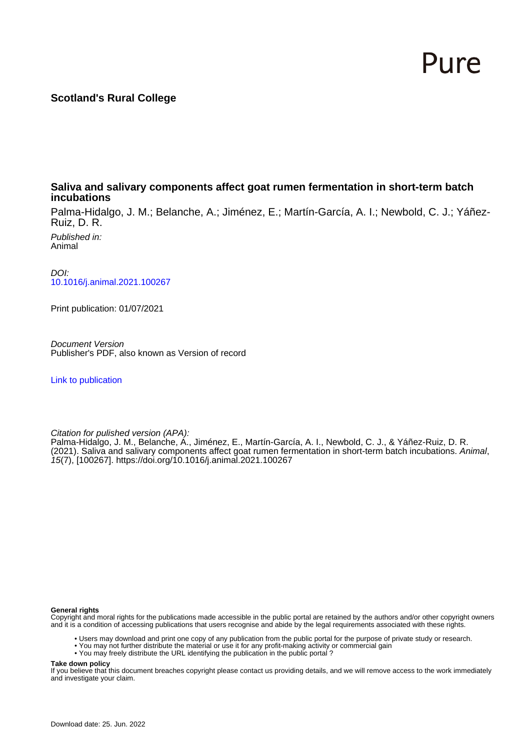Pure

**Scotland's Rural College**

## Saliva and salivary components affect goat rumen fermentation in short-term batch incubations

Palma-Hidalgo, J. M.; Belanche, A.; Jiménez, E.; Martín-García, A. I.; Newbold, C. J.; Yáñez-Ruiz, D. R.

*Published in:*
Animal

*DOI:*
[10.1016/j.animal.2021.100267](https://doi.org/10.1016/j.animal.2021.100267)

Print publication: 01/07/2021

*Document Version*
Publisher's PDF, also known as Version of record

[Link to publication](#)

*Citation for pulished version (APA):*
Palma-Hidalgo, J. M., Belanche, A., Jiménez, E., Martín-García, A. I., Newbold, C. J., & Yáñez-Ruiz, D. R. (2021). Saliva and salivary components affect goat rumen fermentation in short-term batch incubations. *Animal*, *15*(7), [100267]. https://doi.org/10.1016/j.animal.2021.100267

**General rights**
Copyright and moral rights for the publications made accessible in the public portal are retained by the authors and/or other copyright owners and it is a condition of accessing publications that users recognise and abide by the legal requirements associated with these rights.

- Users may download and print one copy of any publication from the public portal for the purpose of private study or research.
- You may not further distribute the material or use it for any profit-making activity or commercial gain
- You may freely distribute the URL identifying the publication in the public portal ?

**Take down policy**
If you believe that this document breaches copyright please contact us providing details, and we will remove access to the work immediately and investigate your claim.

Download date: 25. Jun. 2022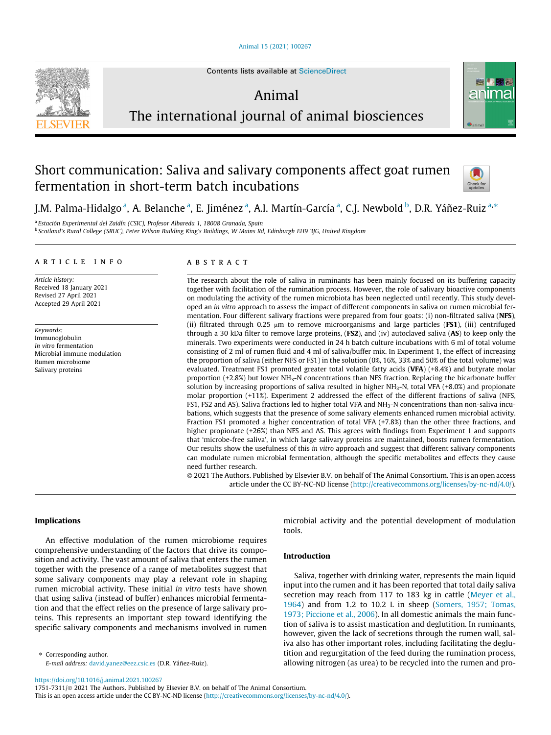# Short communication: Saliva and salivary components affect goat rumen fermentation in short-term batch incubations

J.M. Palma-Hidalgo [a], A. Belanche [a], E. Jiménez [a], A.I. Martín-García [a], C.J. Newbold [b], D.R. Yáñez-Ruiz [a,*]

[a] Estación Experimental del Zaidín (CSIC), Profesor Albareda 1, 18008 Granada, Spain

[b] Scotland's Rural College (SRUC), Peter Wilson Building King's Buildings, W Mains Rd, Edinburgh EH9 3JG, United Kingdom

## ARTICLE INFO

*Article history:*
Received 18 January 2021
Revised 27 April 2021
Accepted 29 April 2021

*Keywords:*
Immunoglobulin
*In vitro* fermentation
Microbial immune modulation
Rumen microbiome
Salivary proteins

## ABSTRACT

The research about the role of saliva in ruminants has been mainly focused on its buffering capacity together with facilitation of the rumination process. However, the role of salivary bioactive components on modulating the activity of the rumen microbiota has been neglected until recently. This study developed an *in vitro* approach to assess the impact of different components in saliva on rumen microbial fermentation. Four different salivary fractions were prepared from four goats: (i) non-filtrated saliva (**NFS**), (ii) filtrated through 0.25 μm to remove microorganisms and large particles (**FS1**), (iii) centrifuged through a 30 kDa filter to remove large proteins, (**FS2**), and (iv) autoclaved saliva (**AS**) to keep only the minerals. Two experiments were conducted in 24 h batch culture incubations with 6 ml of total volume consisting of 2 ml of rumen fluid and 4 ml of saliva/buffer mix. In Experiment 1, the effect of increasing the proportion of saliva (either NFS or FS1) in the solution (0%, 16%, 33% and 50% of the total volume) was evaluated. Treatment FS1 promoted greater total volatile fatty acids (**VFA**) (+8.4%) and butyrate molar proportion (+2.8%) but lower $NH_3$-N concentrations than NFS fraction. Replacing the bicarbonate buffer solution by increasing proportions of saliva resulted in higher $NH_3$-N, total VFA (+8.0%) and propionate molar proportion (+11%). Experiment 2 addressed the effect of the different fractions of saliva (NFS, FS1, FS2 and AS). Saliva fractions led to higher total VFA and $NH_3$-N concentrations than non-saliva incubations, which suggests that the presence of some salivary elements enhanced rumen microbial activity. Fraction FS1 promoted a higher concentration of total VFA (+7.8%) than the other three fractions, and higher propionate (+26%) than NFS and AS. This agrees with findings from Experiment 1 and supports that 'microbe-free saliva', in which large salivary proteins are maintained, boosts rumen fermentation. Our results show the usefulness of this *in vitro* approach and suggest that different salivary components can modulate rumen microbial fermentation, although the specific metabolites and effects they cause need further research.

© 2021 The Authors. Published by Elsevier B.V. on behalf of The Animal Consortium. This is an open access article under the CC BY-NC-ND license (http://creativecommons.org/licenses/by-nc-nd/4.0/).

## Implications

An effective modulation of the rumen microbiome requires comprehensive understanding of the factors that drive its composition and activity. The vast amount of saliva that enters the rumen together with the presence of a range of metabolites suggest that some salivary components may play a relevant role in shaping rumen microbial activity. These initial *in vitro* tests have shown that using saliva (instead of buffer) enhances microbial fermentation and that the effect relies on the presence of large salivary proteins. This represents an important step toward identifying the specific salivary components and mechanisms involved in rumen microbial activity and the potential development of modulation tools.

## Introduction

Saliva, together with drinking water, represents the main liquid input into the rumen and it has been reported that total daily saliva secretion may reach from 117 to 183 kg in cattle (Meyer et al., 1964) and from 1.2 to 10.2 L in sheep (Somers, 1957; Tomas, 1973; Piccione et al., 2006). In all domestic animals the main function of saliva is to assist mastication and deglutition. In ruminants, however, given the lack of secretions through the rumen wall, saliva also has other important roles, including facilitating the deglutition and regurgitation of the feed during the rumination process, allowing nitrogen (as urea) to be recycled into the rumen and pro-

* Corresponding author.
*E-mail address:* david.yanez@eez.csic.es (D.R. Yáñez-Ruiz).

https://doi.org/10.1016/j.animal.2021.100267
1751-7311/© 2021 The Authors. Published by Elsevier B.V. on behalf of The Animal Consortium.
This is an open access article under the CC BY-NC-ND license (http://creativecommons.org/licenses/by-nc-nd/4.0/).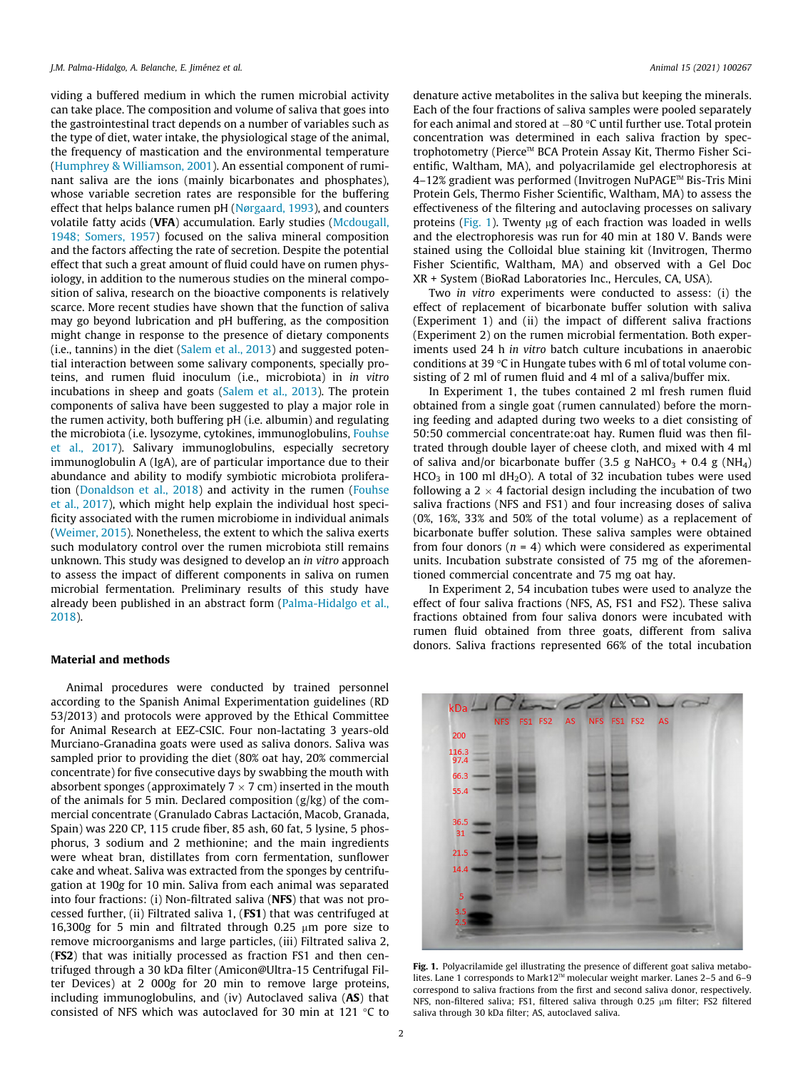viding a buffered medium in which the rumen microbial activity can take place. The composition and volume of saliva that goes into the gastrointestinal tract depends on a number of variables such as the type of diet, water intake, the physiological stage of the animal, the frequency of mastication and the environmental temperature (Humphrey & Williamson, 2001). An essential component of ruminant saliva are the ions (mainly bicarbonates and phosphates), whose variable secretion rates are responsible for the buffering effect that helps balance rumen pH (Nørgaard, 1993), and counters volatile fatty acids (**VFA**) accumulation. Early studies (Mcdougall, 1948; Somers, 1957) focused on the saliva mineral composition and the factors affecting the rate of secretion. Despite the potential effect that such a great amount of fluid could have on rumen physiology, in addition to the numerous studies on the mineral composition of saliva, research on the bioactive components is relatively scarce. More recent studies have shown that the function of saliva may go beyond lubrication and pH buffering, as the composition might change in response to the presence of dietary components (i.e., tannins) in the diet (Salem et al., 2013) and suggested potential interaction between some salivary components, specially proteins, and rumen fluid inoculum (i.e., microbiota) in *in vitro* incubations in sheep and goats (Salem et al., 2013). The protein components of saliva have been suggested to play a major role in the rumen activity, both buffering pH (i.e. albumin) and regulating the microbiota (i.e. lysozyme, cytokines, immunoglobulins, Fouhse et al., 2017). Salivary immunoglobulins, especially secretory immunoglobulin A (IgA), are of particular importance due to their abundance and ability to modify symbiotic microbiota proliferation (Donaldson et al., 2018) and activity in the rumen (Fouhse et al., 2017), which might help explain the individual host specificity associated with the rumen microbiome in individual animals (Weimer, 2015). Nonetheless, the extent to which the saliva exerts such modulatory control over the rumen microbiota still remains unknown. This study was designed to develop an *in vitro* approach to assess the impact of different components in saliva on rumen microbial fermentation. Preliminary results of this study have already been published in an abstract form (Palma-Hidalgo et al., 2018).

## Material and methods

Animal procedures were conducted by trained personnel according to the Spanish Animal Experimentation guidelines (RD 53/2013) and protocols were approved by the Ethical Committee for Animal Research at EEZ-CSIC. Four non-lactating 3 years-old Murciano-Granadina goats were used as saliva donors. Saliva was sampled prior to providing the diet (80% oat hay, 20% commercial concentrate) for five consecutive days by swabbing the mouth with absorbent sponges (approximately 7 × 7 cm) inserted in the mouth of the animals for 5 min. Declared composition (g/kg) of the commercial concentrate (Granulado Cabras Lactación, Macob, Granada, Spain) was 220 CP, 115 crude fiber, 85 ash, 60 fat, 5 lysine, 5 phosphorus, 3 sodium and 2 methionine; and the main ingredients were wheat bran, distillates from corn fermentation, sunflower cake and wheat. Saliva was extracted from the sponges by centrifugation at 190*g* for 10 min. Saliva from each animal was separated into four fractions: (i) Non-filtrated saliva (**NFS**) that was not processed further, (ii) Filtrated saliva 1, (**FS1**) that was centrifuged at 16,300*g* for 5 min and filtrated through 0.25 μm pore size to remove microorganisms and large particles, (iii) Filtrated saliva 2, (**FS2**) that was initially processed as fraction FS1 and then centrifuged through a 30 kDa filter (Amicon@Ultra-15 Centrifugal Filter Devices) at 2 000*g* for 20 min to remove large proteins, including immunoglobulins, and (iv) Autoclaved saliva (**AS**) that consisted of NFS which was autoclaved for 30 min at 121 °C to denature active metabolites in the saliva but keeping the minerals. Each of the four fractions of saliva samples were pooled separately for each animal and stored at −80 °C until further use. Total protein concentration was determined in each saliva fraction by spectrophotometry (Pierce™ BCA Protein Assay Kit, Thermo Fisher Scientific, Waltham, MA), and polyacrilamide gel electrophoresis at 4–12% gradient was performed (Invitrogen NuPAGE™ Bis-Tris Mini Protein Gels, Thermo Fisher Scientific, Waltham, MA) to assess the effectiveness of the filtering and autoclaving processes on salivary proteins (Fig. 1). Twenty μg of each fraction was loaded in wells and the electrophoresis was run for 40 min at 180 V. Bands were stained using the Colloidal blue staining kit (Invitrogen, Thermo Fisher Scientific, Waltham, MA) and observed with a Gel Doc XR + System (BioRad Laboratories Inc., Hercules, CA, USA).

Two *in vitro* experiments were conducted to assess: (i) the effect of replacement of bicarbonate buffer solution with saliva (Experiment 1) and (ii) the impact of different saliva fractions (Experiment 2) on the rumen microbial fermentation. Both experiments used 24 h *in vitro* batch culture incubations in anaerobic conditions at 39 °C in Hungate tubes with 6 ml of total volume consisting of 2 ml of rumen fluid and 4 ml of a saliva/buffer mix.

In Experiment 1, the tubes contained 2 ml fresh rumen fluid obtained from a single goat (rumen cannulated) before the morning feeding and adapted during two weeks to a diet consisting of 50:50 commercial concentrate:oat hay. Rumen fluid was then filtrated through double layer of cheese cloth, and mixed with 4 ml of saliva and/or bicarbonate buffer (3.5 g $NaHCO_3$ + 0.4 g $(NH_4)HCO_3$ in 100 ml $dH_2O$). A total of 32 incubation tubes were used following a 2 × 4 factorial design including the incubation of two saliva fractions (NFS and FS1) and four increasing doses of saliva (0%, 16%, 33% and 50% of the total volume) as a replacement of bicarbonate buffer solution. These saliva samples were obtained from four donors ($n$ = 4) which were considered as experimental units. Incubation substrate consisted of 75 mg of the aforementioned commercial concentrate and 75 mg oat hay.

In Experiment 2, 54 incubation tubes were used to analyze the effect of four saliva fractions (NFS, AS, FS1 and FS2). These saliva fractions obtained from four saliva donors were incubated with rumen fluid obtained from three goats, different from saliva donors. Saliva fractions represented 66% of the total incubation

**Fig. 1.** Polyacrilamide gel illustrating the presence of different goat saliva metabolites. Lane 1 corresponds to Mark12™ molecular weight marker. Lanes 2–5 and 6–9 correspond to saliva fractions from the first and second saliva donor, respectively. NFS, non-filtered saliva; FS1, filtered saliva through 0.25 μm filter; FS2 filtered saliva through 30 kDa filter; AS, autoclaved saliva.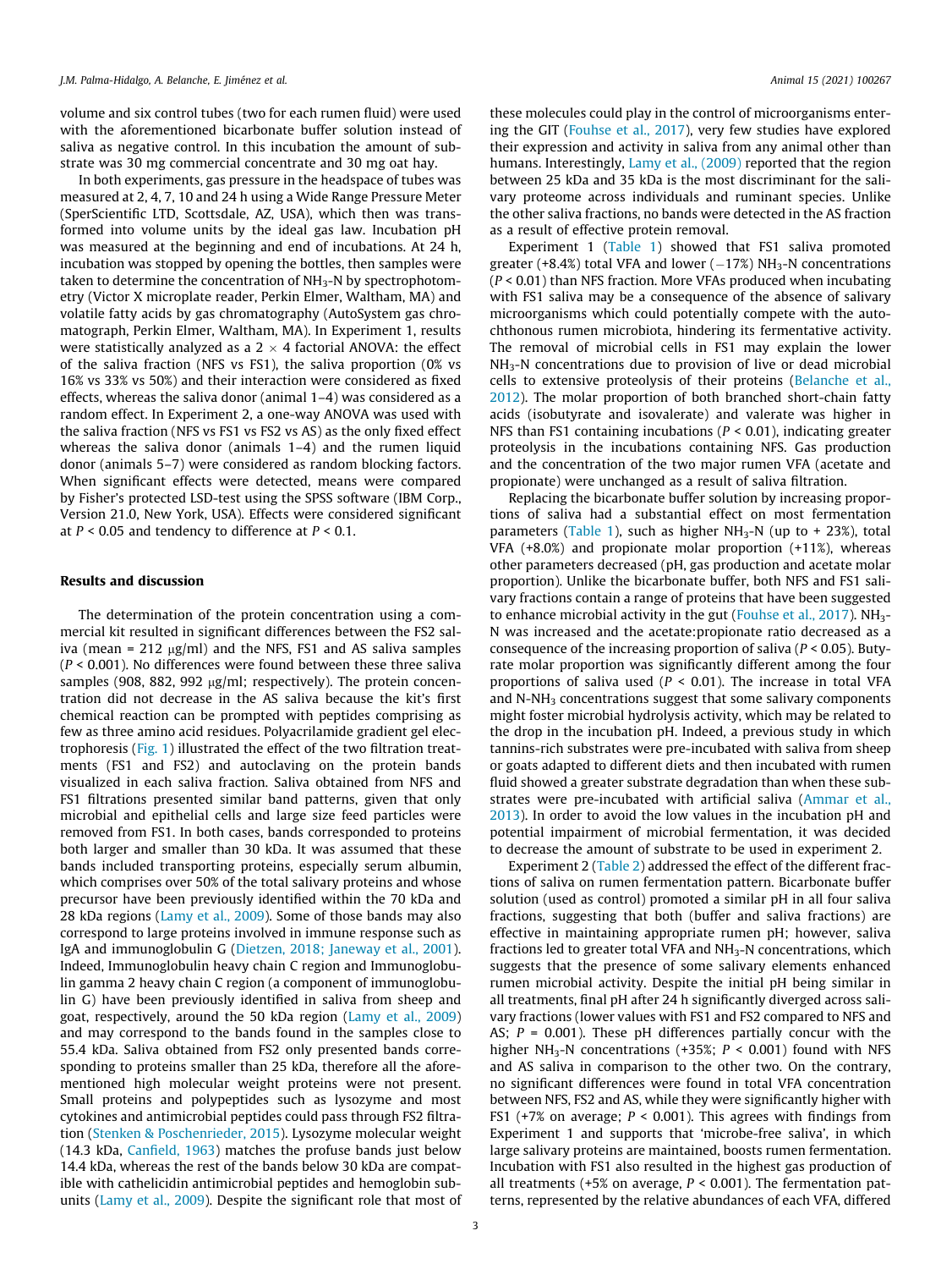volume and six control tubes (two for each rumen fluid) were used with the aforementioned bicarbonate buffer solution instead of saliva as negative control. In this incubation the amount of substrate was 30 mg commercial concentrate and 30 mg oat hay.

In both experiments, gas pressure in the headspace of tubes was measured at 2, 4, 7, 10 and 24 h using a Wide Range Pressure Meter (SperScientific LTD, Scottsdale, AZ, USA), which then was transformed into volume units by the ideal gas law. Incubation pH was measured at the beginning and end of incubations. At 24 h, incubation was stopped by opening the bottles, then samples were taken to determine the concentration of $NH_3$-N by spectrophotometry (Victor X microplate reader, Perkin Elmer, Waltham, MA) and volatile fatty acids by gas chromatography (AutoSystem gas chromatograph, Perkin Elmer, Waltham, MA). In Experiment 1, results were statistically analyzed as a $2 \times 4$ factorial ANOVA: the effect of the saliva fraction (NFS vs FS1), the saliva proportion (0% vs 16% vs 33% vs 50%) and their interaction were considered as fixed effects, whereas the saliva donor (animal 1–4) was considered as a random effect. In Experiment 2, a one-way ANOVA was used with the saliva fraction (NFS vs FS1 vs FS2 vs AS) as the only fixed effect whereas the saliva donor (animals 1–4) and the rumen liquid donor (animals 5–7) were considered as random blocking factors. When significant effects were detected, means were compared by Fisher's protected LSD-test using the SPSS software (IBM Corp., Version 21.0, New York, USA). Effects were considered significant at $P < 0.05$ and tendency to difference at $P < 0.1$.

## Results and discussion

The determination of the protein concentration using a commercial kit resulted in significant differences between the FS2 saliva (mean = 212 μg/ml) and the NFS, FS1 and AS saliva samples ($P < 0.001$). No differences were found between these three saliva samples (908, 882, 992 μg/ml; respectively). The protein concentration did not decrease in the AS saliva because the kit's first chemical reaction can be prompted with peptides comprising as few as three amino acid residues. Polyacrilamide gradient gel electrophoresis (Fig. 1) illustrated the effect of the two filtration treatments (FS1 and FS2) and autoclaving on the protein bands visualized in each saliva fraction. Saliva obtained from NFS and FS1 filtrations presented similar band patterns, given that only microbial and epithelial cells and large size feed particles were removed from FS1. In both cases, bands corresponded to proteins both larger and smaller than 30 kDa. It was assumed that these bands included transporting proteins, especially serum albumin, which comprises over 50% of the total salivary proteins and whose precursor have been previously identified within the 70 kDa and 28 kDa regions (Lamy et al., 2009). Some of those bands may also correspond to large proteins involved in immune response such as IgA and immunoglobulin G (Dietzen, 2018; Janeway et al., 2001). Indeed, Immunoglobulin heavy chain C region and Immunoglobulin gamma 2 heavy chain C region (a component of immunoglobulin G) have been previously identified in saliva from sheep and goat, respectively, around the 50 kDa region (Lamy et al., 2009) and may correspond to the bands found in the samples close to 55.4 kDa. Saliva obtained from FS2 only presented bands corresponding to proteins smaller than 25 kDa, therefore all the aforementioned high molecular weight proteins were not present. Small proteins and polypeptides such as lysozyme and most cytokines and antimicrobial peptides could pass through FS2 filtration (Stenken & Poschenrieder, 2015). Lysozyme molecular weight (14.3 kDa, Canfield, 1963) matches the profuse bands just below 14.4 kDa, whereas the rest of the bands below 30 kDa are compatible with cathelicidin antimicrobial peptides and hemoglobin subunits (Lamy et al., 2009). Despite the significant role that most of these molecules could play in the control of microorganisms entering the GIT (Fouhse et al., 2017), very few studies have explored their expression and activity in saliva from any animal other than humans. Interestingly, Lamy et al., (2009) reported that the region between 25 kDa and 35 kDa is the most discriminant for the salivary proteome across individuals and ruminant species. Unlike the other saliva fractions, no bands were detected in the AS fraction as a result of effective protein removal.

Experiment 1 (Table 1) showed that FS1 saliva promoted greater (+8.4%) total VFA and lower (−17%) $NH_3$-N concentrations ($P < 0.01$) than NFS fraction. More VFAs produced when incubating with FS1 saliva may be a consequence of the absence of salivary microorganisms which could potentially compete with the autochthonous rumen microbiota, hindering its fermentative activity. The removal of microbial cells in FS1 may explain the lower $NH_3$-N concentrations due to provision of live or dead microbial cells to extensive proteolysis of their proteins (Belanche et al., 2012). The molar proportion of both branched short-chain fatty acids (isobutyrate and isovalerate) and valerate was higher in NFS than FS1 containing incubations ($P < 0.01$), indicating greater proteolysis in the incubations containing NFS. Gas production and the concentration of the two major rumen VFA (acetate and propionate) were unchanged as a result of saliva filtration.

Replacing the bicarbonate buffer solution by increasing proportions of saliva had a substantial effect on most fermentation parameters (Table 1), such as higher $NH_3$-N (up to + 23%), total VFA (+8.0%) and propionate molar proportion (+11%), whereas other parameters decreased (pH, gas production and acetate molar proportion). Unlike the bicarbonate buffer, both NFS and FS1 salivary fractions contain a range of proteins that have been suggested to enhance microbial activity in the gut (Fouhse et al., 2017). $NH_3$-N was increased and the acetate:propionate ratio decreased as a consequence of the increasing proportion of saliva ($P < 0.05$). Butyrate molar proportion was significantly different among the four proportions of saliva used ($P < 0.01$). The increase in total VFA and N-$NH_3$ concentrations suggest that some salivary components might foster microbial hydrolysis activity, which may be related to the drop in the incubation pH. Indeed, a previous study in which tannins-rich substrates were pre-incubated with saliva from sheep or goats adapted to different diets and then incubated with rumen fluid showed a greater substrate degradation than when these substrates were pre-incubated with artificial saliva (Ammar et al., 2013). In order to avoid the low values in the incubation pH and potential impairment of microbial fermentation, it was decided to decrease the amount of substrate to be used in experiment 2.

Experiment 2 (Table 2) addressed the effect of the different fractions of saliva on rumen fermentation pattern. Bicarbonate buffer solution (used as control) promoted a similar pH in all four saliva fractions, suggesting that both (buffer and saliva fractions) are effective in maintaining appropriate rumen pH; however, saliva fractions led to greater total VFA and $NH_3$-N concentrations, which suggests that the presence of some salivary elements enhanced rumen microbial activity. Despite the initial pH being similar in all treatments, final pH after 24 h significantly diverged across salivary fractions (lower values with FS1 and FS2 compared to NFS and AS; $P = 0.001$). These pH differences partially concur with the higher $NH_3$-N concentrations (+35%; $P < 0.001$) found with NFS and AS saliva in comparison to the other two. On the contrary, no significant differences were found in total VFA concentration between NFS, FS2 and AS, while they were significantly higher with FS1 (+7% on average; $P < 0.001$). This agrees with findings from Experiment 1 and supports that 'microbe-free saliva', in which large salivary proteins are maintained, boosts rumen fermentation. Incubation with FS1 also resulted in the highest gas production of all treatments (+5% on average, $P < 0.001$). The fermentation patterns, represented by the relative abundances of each VFA, differed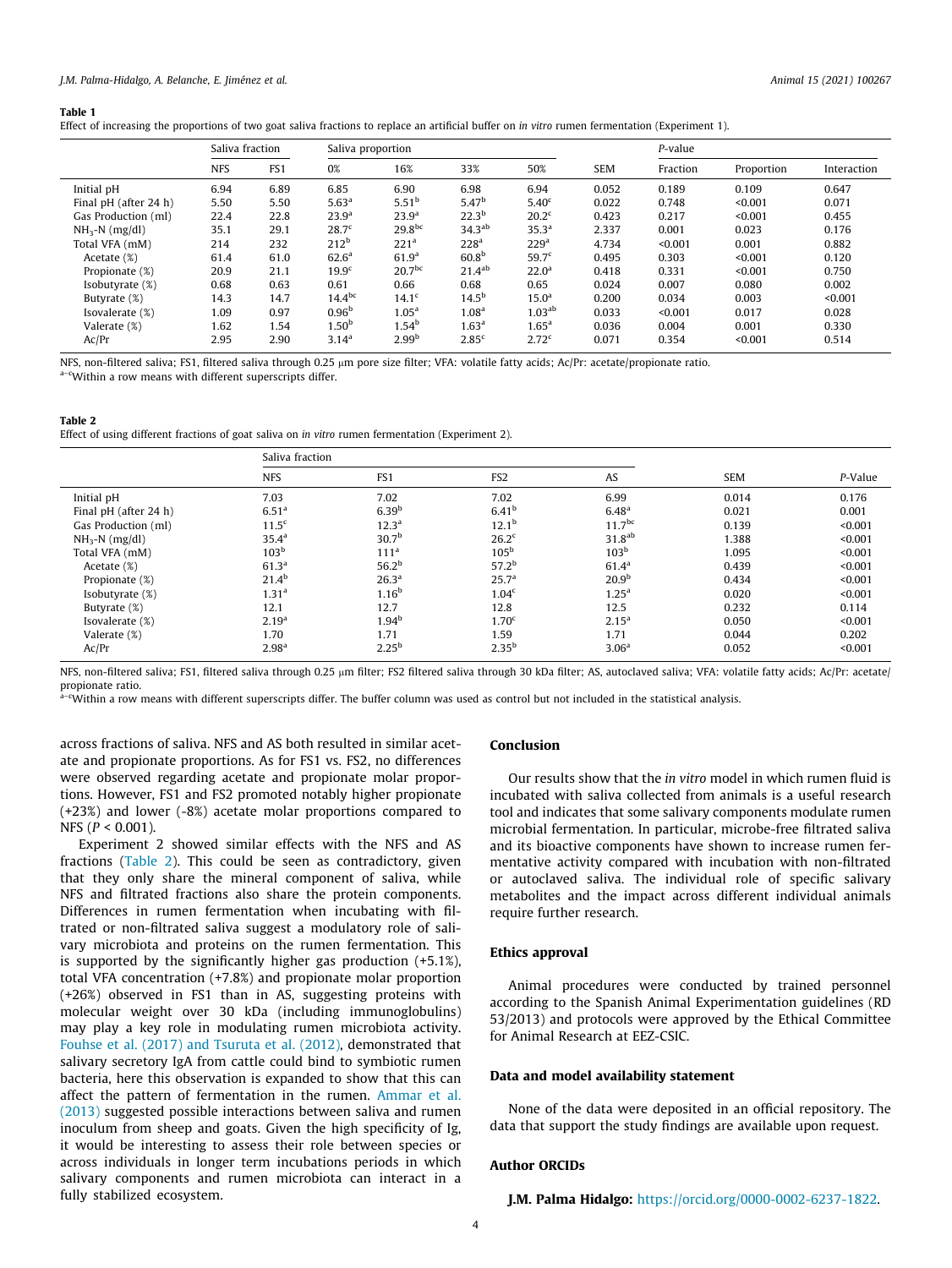**Table 1**
Effect of increasing the proportions of two goat saliva fractions to replace an artificial buffer on *in vitro* rumen fermentation (Experiment 1).

| | Saliva fraction | | Saliva proportion | | | | SEM | *P*-value | | |
|---|---|---|---|---|---|---|---|---|---|---|
| | NFS | FS1 | 0% | 16% | 33% | 50% | | Fraction | Proportion | Interaction |
| Initial pH | 6.94 | 6.89 | 6.85 | 6.90 | 6.98 | 6.94 | 0.052 | 0.189 | 0.109 | 0.647 |
| Final pH (after 24 h) | 5.50 | 5.50 | 5.63[a] | 5.51[b] | 5.47[b] | 5.40[c] | 0.022 | 0.748 | <0.001 | 0.071 |
| Gas Production (ml) | 22.4 | 22.8 | 23.9[a] | 23.9[a] | 22.3[b] | 20.2[c] | 0.423 | 0.217 | <0.001 | 0.455 |
| $NH_3$-N (mg/dl) | 35.1 | 29.1 | 28.7[c] | 29.8[bc] | 34.3[ab] | 35.3[a] | 2.337 | 0.001 | 0.023 | 0.176 |
| Total VFA (mM) | 214 | 232 | 212[b] | 221[a] | 228[a] | 229[a] | 4.734 | <0.001 | 0.001 | 0.882 |
| Acetate (%) | 61.4 | 61.0 | 62.6[a] | 61.9[a] | 60.8[b] | 59.7[c] | 0.495 | 0.303 | <0.001 | 0.120 |
| Propionate (%) | 20.9 | 21.1 | 19.9[c] | 20.7[bc] | 21.4[ab] | 22.0[a] | 0.418 | 0.331 | <0.001 | 0.750 |
| Isobutyrate (%) | 0.68 | 0.63 | 0.61 | 0.66 | 0.68 | 0.65 | 0.024 | 0.007 | 0.080 | 0.002 |
| Butyrate (%) | 14.3 | 14.7 | 14.4[bc] | 14.1[c] | 14.5[b] | 15.0[a] | 0.200 | 0.034 | 0.003 | <0.001 |
| Isovalerate (%) | 1.09 | 0.97 | 0.96[b] | 1.05[a] | 1.08[a] | 1.03[ab] | 0.033 | <0.001 | 0.017 | 0.028 |
| Valerate (%) | 1.62 | 1.54 | 1.50[b] | 1.54[b] | 1.63[a] | 1.65[a] | 0.036 | 0.004 | 0.001 | 0.330 |
| Ac/Pr | 2.95 | 2.90 | 3.14[a] | 2.99[b] | 2.85[c] | 2.72[c] | 0.071 | 0.354 | <0.001 | 0.514 |

NFS, non-filtered saliva; FS1, filtered saliva through 0.25 μm pore size filter; VFA: volatile fatty acids; Ac/Pr: acetate/propionate ratio.
[a–c]Within a row means with different superscripts differ.

**Table 2**
Effect of using different fractions of goat saliva on *in vitro* rumen fermentation (Experiment 2).

| | Saliva fraction | | | | SEM | *P*-Value |
|---|---|---|---|---|---|---|
| | NFS | FS1 | FS2 | AS | | |
| Initial pH | 7.03 | 7.02 | 7.02 | 6.99 | 0.014 | 0.176 |
| Final pH (after 24 h) | 6.51[a] | 6.39[b] | 6.41[b] | 6.48[a] | 0.021 | 0.001 |
| Gas Production (ml) | 11.5[c] | 12.3[a] | 12.1[b] | 11.7[bc] | 0.139 | <0.001 |
| $NH_3$-N (mg/dl) | 35.4[a] | 30.7[b] | 26.2[c] | 31.8[ab] | 1.388 | <0.001 |
| Total VFA (mM) | 103[b] | 111[a] | 105[b] | 103[b] | 1.095 | <0.001 |
| Acetate (%) | 61.3[a] | 56.2[b] | 57.2[b] | 61.4[a] | 0.439 | <0.001 |
| Propionate (%) | 21.4[b] | 26.3[a] | 25.7[a] | 20.9[b] | 0.434 | <0.001 |
| Isobutyrate (%) | 1.31[a] | 1.16[b] | 1.04[c] | 1.25[a] | 0.020 | <0.001 |
| Butyrate (%) | 12.1 | 12.7 | 12.8 | 12.5 | 0.232 | 0.114 |
| Isovalerate (%) | 2.19[a] | 1.94[b] | 1.70[c] | 2.15[a] | 0.050 | <0.001 |
| Valerate (%) | 1.70 | 1.71 | 1.59 | 1.71 | 0.044 | 0.202 |
| Ac/Pr | 2.98[a] | 2.25[b] | 2.35[b] | 3.06[a] | 0.052 | <0.001 |

NFS, non-filtered saliva; FS1, filtered saliva through 0.25 μm filter; FS2 filtered saliva through 30 kDa filter; AS, autoclaved saliva; VFA: volatile fatty acids; Ac/Pr: acetate/propionate ratio.
[a–c]Within a row means with different superscripts differ. The buffer column was used as control but not included in the statistical analysis.

across fractions of saliva. NFS and AS both resulted in similar acetate and propionate proportions. As for FS1 vs. FS2, no differences were observed regarding acetate and propionate molar proportions. However, FS1 and FS2 promoted notably higher propionate (+23%) and lower (-8%) acetate molar proportions compared to NFS ($P < 0.001$).

Experiment 2 showed similar effects with the NFS and AS fractions (Table 2). This could be seen as contradictory, given that they only share the mineral component of saliva, while NFS and filtrated fractions also share the protein components. Differences in rumen fermentation when incubating with filtrated or non-filtrated saliva suggest a modulatory role of salivary microbiota and proteins on the rumen fermentation. This is supported by the significantly higher gas production (+5.1%), total VFA concentration (+7.8%) and propionate molar proportion (+26%) observed in FS1 than in AS, suggesting proteins with molecular weight over 30 kDa (including immunoglobulins) may play a key role in modulating rumen microbiota activity. Fouhse et al. (2017) and Tsuruta et al. (2012), demonstrated that salivary secretory IgA from cattle could bind to symbiotic rumen bacteria, here this observation is expanded to show that this can affect the pattern of fermentation in the rumen. Ammar et al. (2013) suggested possible interactions between saliva and rumen inoculum from sheep and goats. Given the high specificity of Ig, it would be interesting to assess their role between species or across individuals in longer term incubations periods in which salivary components and rumen microbiota can interact in a fully stabilized ecosystem.

## Conclusion

Our results show that the *in vitro* model in which rumen fluid is incubated with saliva collected from animals is a useful research tool and indicates that some salivary components modulate rumen microbial fermentation. In particular, microbe-free filtrated saliva and its bioactive components have shown to increase rumen fermentative activity compared with incubation with non-filtrated or autoclaved saliva. The individual role of specific salivary metabolites and the impact across different individual animals require further research.

## Ethics approval

Animal procedures were conducted by trained personnel according to the Spanish Animal Experimentation guidelines (RD 53/2013) and protocols were approved by the Ethical Committee for Animal Research at EEZ-CSIC.

## Data and model availability statement

None of the data were deposited in an official repository. The data that support the study findings are available upon request.

## Author ORCIDs

**J.M. Palma Hidalgo:** https://orcid.org/0000-0002-6237-1822.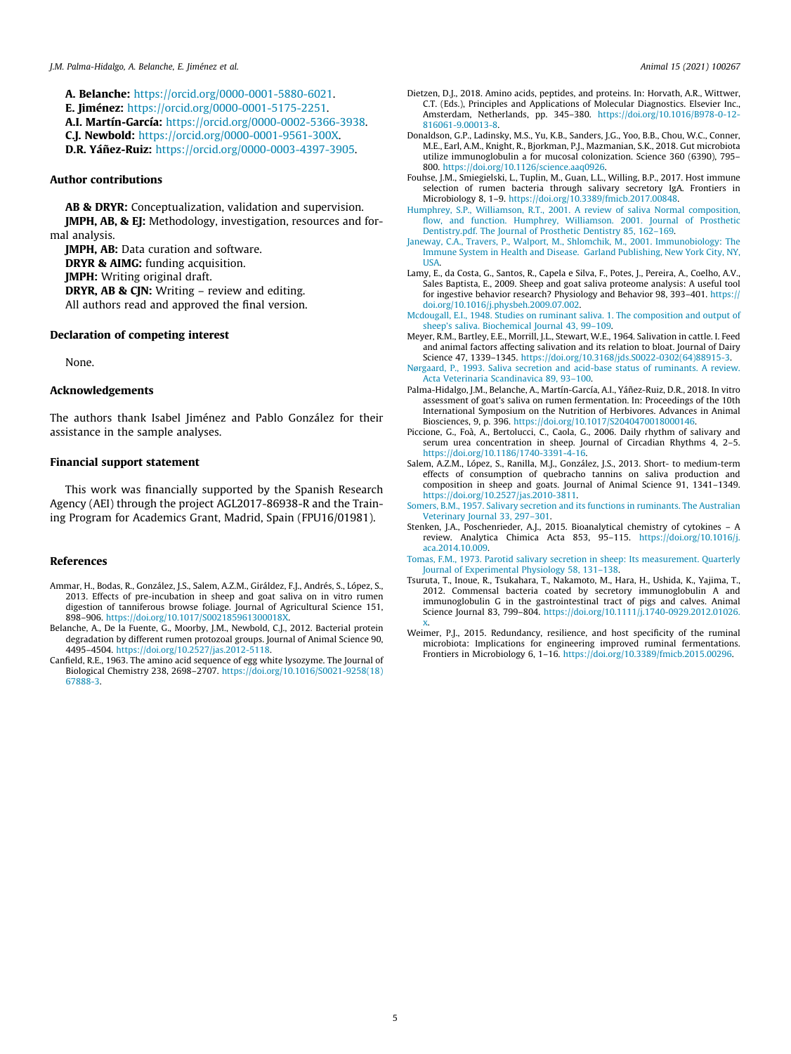**A. Belanche:** https://orcid.org/0000-0001-5880-6021.
**E. Jiménez:** https://orcid.org/0000-0001-5175-2251.
**A.I. Martín-García:** https://orcid.org/0000-0002-5366-3938.
**C.J. Newbold:** https://orcid.org/0000-0001-9561-300X.
**D.R. Yáñez-Ruiz:** https://orcid.org/0000-0003-4397-3905.

## Author contributions

**AB & DRYR:** Conceptualization, validation and supervision.
**JMPH, AB, & EJ:** Methodology, investigation, resources and formal analysis.
**JMPH, AB:** Data curation and software.
**DRYR & AIMG:** funding acquisition.
**JMPH:** Writing original draft.
**DRYR, AB & CJN:** Writing – review and editing.
All authors read and approved the final version.

## Declaration of competing interest

None.

## Acknowledgements

The authors thank Isabel Jiménez and Pablo González for their assistance in the sample analyses.

## Financial support statement

This work was financially supported by the Spanish Research Agency (AEI) through the project AGL2017-86938-R and the Training Program for Academics Grant, Madrid, Spain (FPU16/01981).

## References

Ammar, H., Bodas, R., González, J.S., Salem, A.Z.M., Giráldez, F.J., Andrés, S., López, S., 2013. Effects of pre-incubation in sheep and goat saliva on in vitro rumen digestion of tanniferous browse foliage. Journal of Agricultural Science 151, 898–906. https://doi.org/10.1017/S002185961300018X.

Belanche, A., De la Fuente, G., Moorby, J.M., Newbold, C.J., 2012. Bacterial protein degradation by different rumen protozoal groups. Journal of Animal Science 90, 4495–4504. https://doi.org/10.2527/jas.2012-5118.

Canfield, R.E., 1963. The amino acid sequence of egg white lysozyme. The Journal of Biological Chemistry 238, 2698–2707. https://doi.org/10.1016/S0021-9258(18)67888-3.

Dietzen, D.J., 2018. Amino acids, peptides, and proteins. In: Horvath, A.R., Wittwer, C.T. (Eds.), Principles and Applications of Molecular Diagnostics. Elsevier Inc., Amsterdam, Netherlands, pp. 345–380. https://doi.org/10.1016/B978-0-12-816061-9.00013-8.

Donaldson, G.P., Ladinsky, M.S., Yu, K.B., Sanders, J.G., Yoo, B.B., Chou, W.C., Conner, M.E., Earl, A.M., Knight, R., Bjorkman, P.J., Mazmanian, S.K., 2018. Gut microbiota utilize immunoglobulin a for mucosal colonization. Science 360 (6390), 795–800. https://doi.org/10.1126/science.aaq0926.

Fouhse, J.M., Smiegielski, L., Tuplin, M., Guan, L.L., Willing, B.P., 2017. Host immune selection of rumen bacteria through salivary secretory IgA. Frontiers in Microbiology 8, 1–9. https://doi.org/10.3389/fmicb.2017.00848.

Humphrey, S.P., Williamson, R.T., 2001. A review of saliva Normal composition, flow, and function. Humphrey, Williamson. 2001. Journal of Prosthetic Dentistry.pdf. The Journal of Prosthetic Dentistry 85, 162–169.

Janeway, C.A., Travers, P., Walport, M., Shlomchik, M., 2001. Immunobiology: The Immune System in Health and Disease. Garland Publishing, New York City, NY, USA.

Lamy, E., da Costa, G., Santos, R., Capela e Silva, F., Potes, J., Pereira, A., Coelho, A.V., Sales Baptista, E., 2009. Sheep and goat saliva proteome analysis: A useful tool for ingestive behavior research? Physiology and Behavior 98, 393–401. https://doi.org/10.1016/j.physbeh.2009.07.002.

Mcdougall, E.I., 1948. Studies on ruminant saliva. 1. The composition and output of sheep's saliva. Biochemical Journal 43, 99–109.

Meyer, R.M., Bartley, E.E., Morrill, J.L., Stewart, W.E., 1964. Salivation in cattle. I. Feed and animal factors affecting salivation and its relation to bloat. Journal of Dairy Science 47, 1339–1345. https://doi.org/10.3168/jds.S0022-0302(64)88915-3.

Nørgaard, P., 1993. Saliva secretion and acid-base status of ruminants. A review. Acta Veterinaria Scandinavica 89, 93–100.

Palma-Hidalgo, J.M., Belanche, A., Martín-García, A.I., Yáñez-Ruiz, D.R., 2018. In vitro assessment of goat's saliva on rumen fermentation. In: Proceedings of the 10th International Symposium on the Nutrition of Herbivores. Advances in Animal Biosciences, 9, p. 396. https://doi.org/10.1017/S2040470018000146.

Piccione, G., Foà, A., Bertolucci, C., Caola, G., 2006. Daily rhythm of salivary and serum urea concentration in sheep. Journal of Circadian Rhythms 4, 2–5. https://doi.org/10.1186/1740-3391-4-16.

Salem, A.Z.M., López, S., Ranilla, M.J., González, J.S., 2013. Short- to medium-term effects of consumption of quebracho tannins on saliva production and composition in sheep and goats. Journal of Animal Science 91, 1341–1349. https://doi.org/10.2527/jas.2010-3811.

Somers, B.M., 1957. Salivary secretion and its functions in ruminants. The Australian Veterinary Journal 33, 297–301.

Stenken, J.A., Poschenrieder, A.J., 2015. Bioanalytical chemistry of cytokines – A review. Analytica Chimica Acta 853, 95–115. https://doi.org/10.1016/j.aca.2014.10.009.

Tomas, F.M., 1973. Parotid salivary secretion in sheep: Its measurement. Quarterly Journal of Experimental Physiology 58, 131–138.

Tsuruta, T., Inoue, R., Tsukahara, T., Nakamoto, M., Hara, H., Ushida, K., Yajima, T., 2012. Commensal bacteria coated by secretory immunoglobulin A and immunoglobulin G in the gastrointestinal tract of pigs and calves. Animal Science Journal 83, 799–804. https://doi.org/10.1111/j.1740-0929.2012.01026.x.

Weimer, P.J., 2015. Redundancy, resilience, and host specificity of the ruminal microbiota: Implications for engineering improved ruminal fermentations. Frontiers in Microbiology 6, 1–16. https://doi.org/10.3389/fmicb.2015.00296.